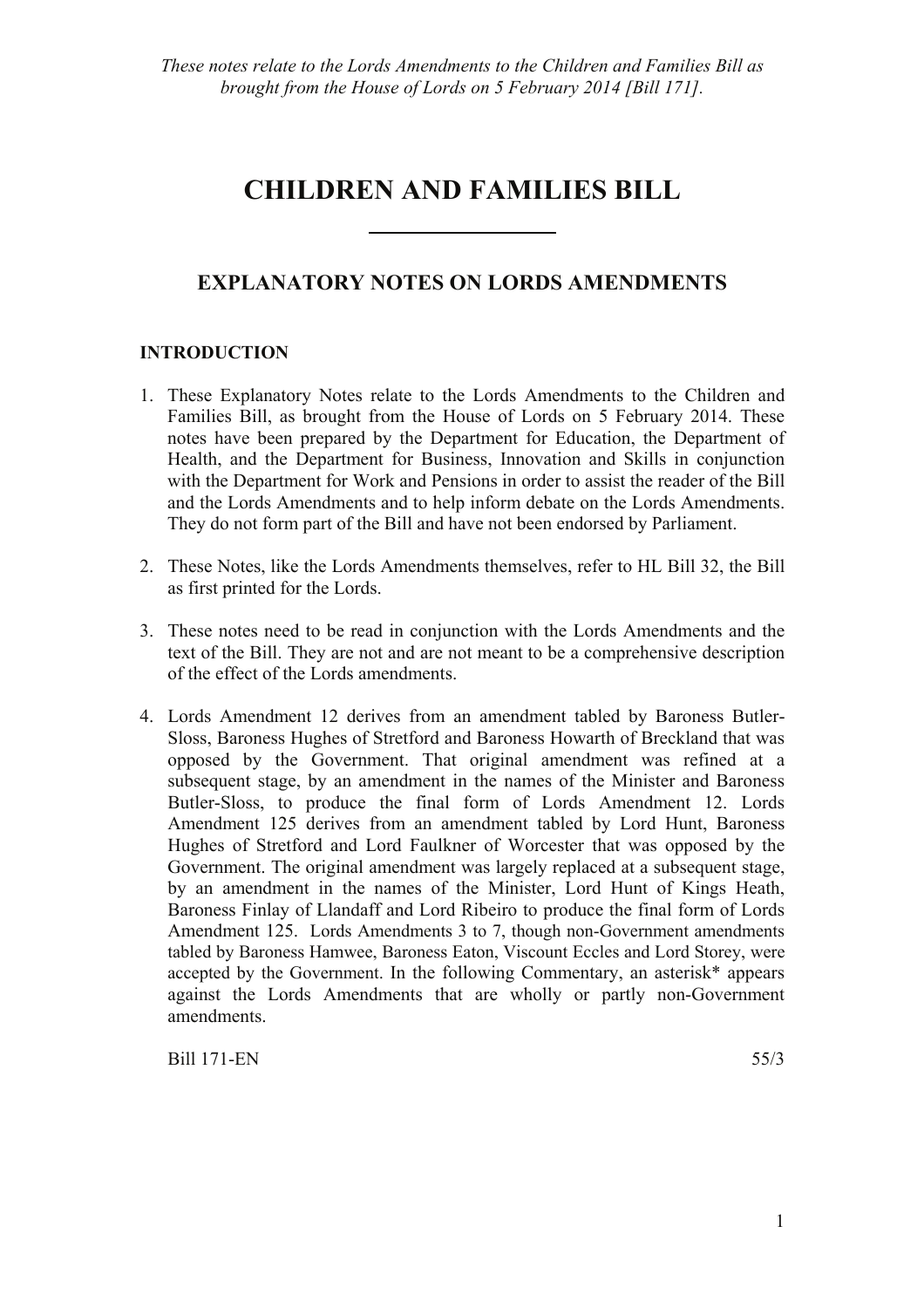*These notes relate to the Lords Amendments to the Children and Families Bill as brought from the House of Lords on 5 February 2014 [Bill 171].*

# CHILDREN AND FAMILIES BILL

## EXPLANATORY NOTES ON LORDS AMENDMENTS

### INTRODUCTION

1. These Explanatory Notes relate to the Lords Amendments to the Children and Families Bill, as brought from the House of Lords on 5 February 2014. These notes have been prepared by the Department for Education, the Department of Health, and the Department for Business, Innovation and Skills in conjunction with the Department for Work and Pensions in order to assist the reader of the Bill and the Lords Amendments and to help inform debate on the Lords Amendments. They do not form part of the Bill and have not been endorsed by Parliament.

2. These Notes, like the Lords Amendments themselves, refer to HL Bill 32, the Bill as first printed for the Lords.

3. These notes need to be read in conjunction with the Lords Amendments and the text of the Bill. They are not and are not meant to be a comprehensive description of the effect of the Lords amendments.

4. Lords Amendment 12 derives from an amendment tabled by Baroness Butler-Sloss, Baroness Hughes of Stretford and Baroness Howarth of Breckland that was opposed by the Government. That original amendment was refined at a subsequent stage, by an amendment in the names of the Minister and Baroness Butler-Sloss, to produce the final form of Lords Amendment 12. Lords Amendment 125 derives from an amendment tabled by Lord Hunt, Baroness Hughes of Stretford and Lord Faulkner of Worcester that was opposed by the Government. The original amendment was largely replaced at a subsequent stage, by an amendment in the names of the Minister, Lord Hunt of Kings Heath, Baroness Finlay of Llandaff and Lord Ribeiro to produce the final form of Lords Amendment 125. Lords Amendments 3 to 7, though non-Government amendments tabled by Baroness Hamwee, Baroness Eaton, Viscount Eccles and Lord Storey, were accepted by the Government. In the following Commentary, an asterisk* appears against the Lords Amendments that are wholly or partly non-Government amendments.

Bill 171-EN 55/3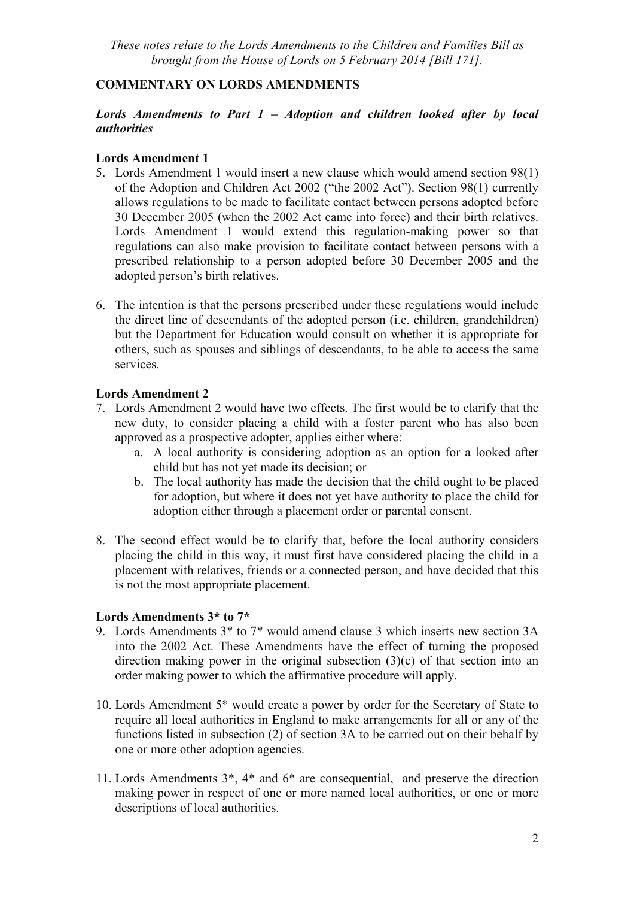*These notes relate to the Lords Amendments to the Children and Families Bill as brought from the House of Lords on 5 February 2014 [Bill 171].*

## COMMENTARY ON LORDS AMENDMENTS

### *Lords Amendments to Part 1 – Adoption and children looked after by local authorities*

#### Lords Amendment 1

5. Lords Amendment 1 would insert a new clause which would amend section 98(1) of the Adoption and Children Act 2002 ("the 2002 Act"). Section 98(1) currently allows regulations to be made to facilitate contact between persons adopted before 30 December 2005 (when the 2002 Act came into force) and their birth relatives. Lords Amendment 1 would extend this regulation-making power so that regulations can also make provision to facilitate contact between persons with a prescribed relationship to a person adopted before 30 December 2005 and the adopted person's birth relatives.

6. The intention is that the persons prescribed under these regulations would include the direct line of descendants of the adopted person (i.e. children, grandchildren) but the Department for Education would consult on whether it is appropriate for others, such as spouses and siblings of descendants, to be able to access the same services.

#### Lords Amendment 2

7. Lords Amendment 2 would have two effects. The first would be to clarify that the new duty, to consider placing a child with a foster parent who has also been approved as a prospective adopter, applies either where:
   a. A local authority is considering adoption as an option for a looked after child but has not yet made its decision; or
   b. The local authority has made the decision that the child ought to be placed for adoption, but where it does not yet have authority to place the child for adoption either through a placement order or parental consent.

8. The second effect would be to clarify that, before the local authority considers placing the child in this way, it must first have considered placing the child in a placement with relatives, friends or a connected person, and have decided that this is not the most appropriate placement.

#### Lords Amendments 3* to 7*

9. Lords Amendments 3* to 7* would amend clause 3 which inserts new section 3A into the 2002 Act. These Amendments have the effect of turning the proposed direction making power in the original subsection (3)(c) of that section into an order making power to which the affirmative procedure will apply.

10. Lords Amendment 5* would create a power by order for the Secretary of State to require all local authorities in England to make arrangements for all or any of the functions listed in subsection (2) of section 3A to be carried out on their behalf by one or more other adoption agencies.

11. Lords Amendments 3*, 4* and 6* are consequential, and preserve the direction making power in respect of one or more named local authorities, or one or more descriptions of local authorities.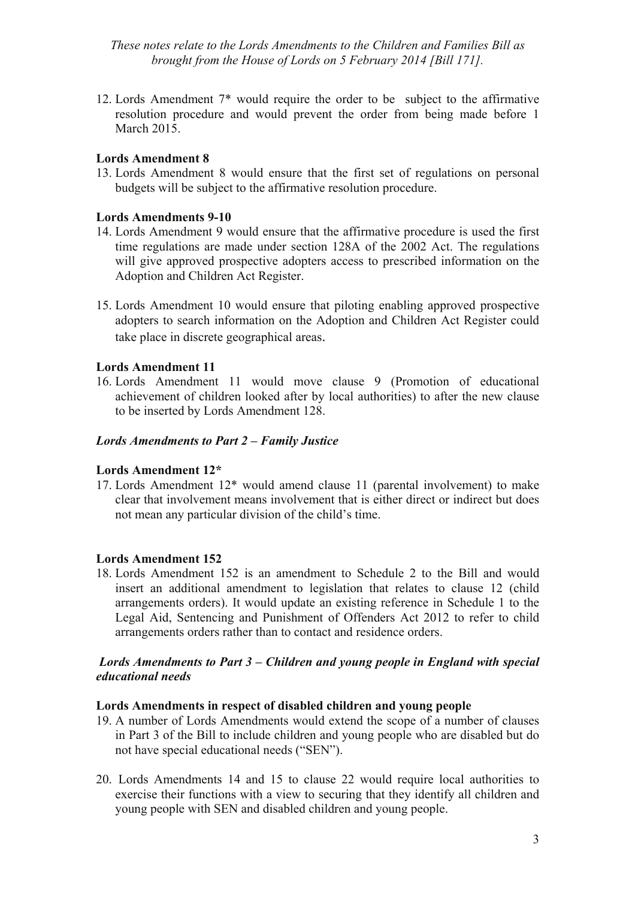12. Lords Amendment 7* would require the order to be subject to the affirmative resolution procedure and would prevent the order from being made before 1 March 2015.

**Lords Amendment 8**

13. Lords Amendment 8 would ensure that the first set of regulations on personal budgets will be subject to the affirmative resolution procedure.

**Lords Amendments 9-10**

14. Lords Amendment 9 would ensure that the affirmative procedure is used the first time regulations are made under section 128A of the 2002 Act. The regulations will give approved prospective adopters access to prescribed information on the Adoption and Children Act Register.

15. Lords Amendment 10 would ensure that piloting enabling approved prospective adopters to search information on the Adoption and Children Act Register could take place in discrete geographical areas.

**Lords Amendment 11**

16. Lords Amendment 11 would move clause 9 (Promotion of educational achievement of children looked after by local authorities) to after the new clause to be inserted by Lords Amendment 128.

***Lords Amendments to Part 2 – Family Justice***

**Lords Amendment 12***

17. Lords Amendment 12* would amend clause 11 (parental involvement) to make clear that involvement means involvement that is either direct or indirect but does not mean any particular division of the child's time.

**Lords Amendment 152**

18. Lords Amendment 152 is an amendment to Schedule 2 to the Bill and would insert an additional amendment to legislation that relates to clause 12 (child arrangements orders). It would update an existing reference in Schedule 1 to the Legal Aid, Sentencing and Punishment of Offenders Act 2012 to refer to child arrangements orders rather than to contact and residence orders.

***Lords Amendments to Part 3 – Children and young people in England with special educational needs***

**Lords Amendments in respect of disabled children and young people**

19. A number of Lords Amendments would extend the scope of a number of clauses in Part 3 of the Bill to include children and young people who are disabled but do not have special educational needs ("SEN").

20. Lords Amendments 14 and 15 to clause 22 would require local authorities to exercise their functions with a view to securing that they identify all children and young people with SEN and disabled children and young people.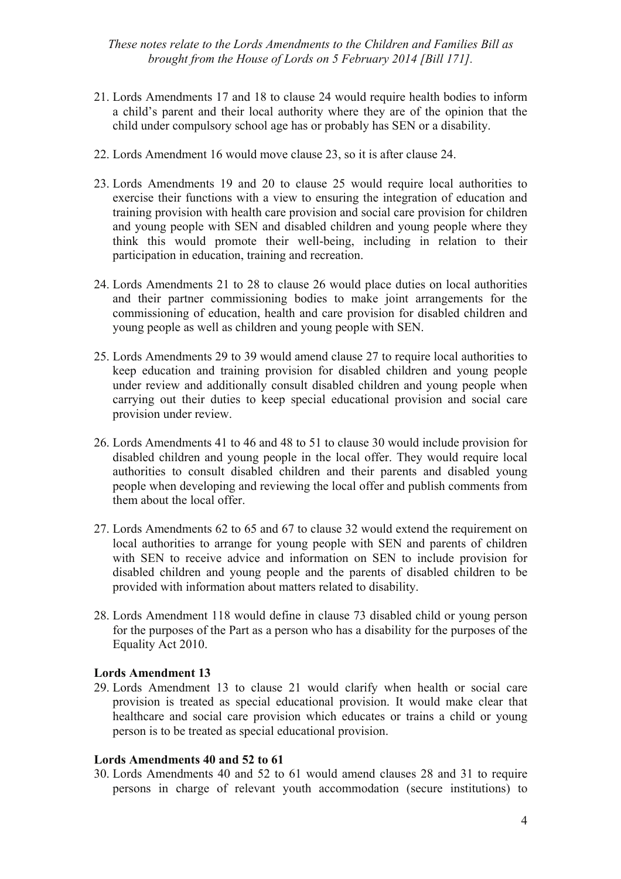21. Lords Amendments 17 and 18 to clause 24 would require health bodies to inform a child's parent and their local authority where they are of the opinion that the child under compulsory school age has or probably has SEN or a disability.

22. Lords Amendment 16 would move clause 23, so it is after clause 24.

23. Lords Amendments 19 and 20 to clause 25 would require local authorities to exercise their functions with a view to ensuring the integration of education and training provision with health care provision and social care provision for children and young people with SEN and disabled children and young people where they think this would promote their well-being, including in relation to their participation in education, training and recreation.

24. Lords Amendments 21 to 28 to clause 26 would place duties on local authorities and their partner commissioning bodies to make joint arrangements for the commissioning of education, health and care provision for disabled children and young people as well as children and young people with SEN.

25. Lords Amendments 29 to 39 would amend clause 27 to require local authorities to keep education and training provision for disabled children and young people under review and additionally consult disabled children and young people when carrying out their duties to keep special educational provision and social care provision under review.

26. Lords Amendments 41 to 46 and 48 to 51 to clause 30 would include provision for disabled children and young people in the local offer. They would require local authorities to consult disabled children and their parents and disabled young people when developing and reviewing the local offer and publish comments from them about the local offer.

27. Lords Amendments 62 to 65 and 67 to clause 32 would extend the requirement on local authorities to arrange for young people with SEN and parents of children with SEN to receive advice and information on SEN to include provision for disabled children and young people and the parents of disabled children to be provided with information about matters related to disability.

28. Lords Amendment 118 would define in clause 73 disabled child or young person for the purposes of the Part as a person who has a disability for the purposes of the Equality Act 2010.

**Lords Amendment 13**

29. Lords Amendment 13 to clause 21 would clarify when health or social care provision is treated as special educational provision. It would make clear that healthcare and social care provision which educates or trains a child or young person is to be treated as special educational provision.

**Lords Amendments 40 and 52 to 61**

30. Lords Amendments 40 and 52 to 61 would amend clauses 28 and 31 to require persons in charge of relevant youth accommodation (secure institutions) to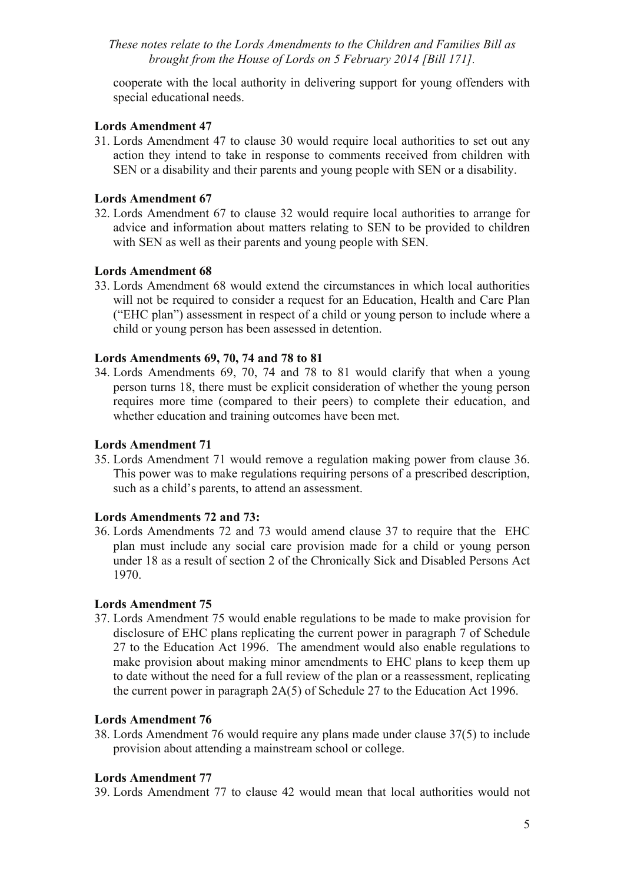cooperate with the local authority in delivering support for young offenders with special educational needs.

**Lords Amendment 47**

31. Lords Amendment 47 to clause 30 would require local authorities to set out any action they intend to take in response to comments received from children with SEN or a disability and their parents and young people with SEN or a disability.

**Lords Amendment 67**

32. Lords Amendment 67 to clause 32 would require local authorities to arrange for advice and information about matters relating to SEN to be provided to children with SEN as well as their parents and young people with SEN.

**Lords Amendment 68**

33. Lords Amendment 68 would extend the circumstances in which local authorities will not be required to consider a request for an Education, Health and Care Plan ("EHC plan") assessment in respect of a child or young person to include where a child or young person has been assessed in detention.

**Lords Amendments 69, 70, 74 and 78 to 81**

34. Lords Amendments 69, 70, 74 and 78 to 81 would clarify that when a young person turns 18, there must be explicit consideration of whether the young person requires more time (compared to their peers) to complete their education, and whether education and training outcomes have been met.

**Lords Amendment 71**

35. Lords Amendment 71 would remove a regulation making power from clause 36. This power was to make regulations requiring persons of a prescribed description, such as a child's parents, to attend an assessment.

**Lords Amendments 72 and 73:**

36. Lords Amendments 72 and 73 would amend clause 37 to require that the EHC plan must include any social care provision made for a child or young person under 18 as a result of section 2 of the Chronically Sick and Disabled Persons Act 1970.

**Lords Amendment 75**

37. Lords Amendment 75 would enable regulations to be made to make provision for disclosure of EHC plans replicating the current power in paragraph 7 of Schedule 27 to the Education Act 1996. The amendment would also enable regulations to make provision about making minor amendments to EHC plans to keep them up to date without the need for a full review of the plan or a reassessment, replicating the current power in paragraph 2A(5) of Schedule 27 to the Education Act 1996.

**Lords Amendment 76**

38. Lords Amendment 76 would require any plans made under clause 37(5) to include provision about attending a mainstream school or college.

**Lords Amendment 77**

39. Lords Amendment 77 to clause 42 would mean that local authorities would not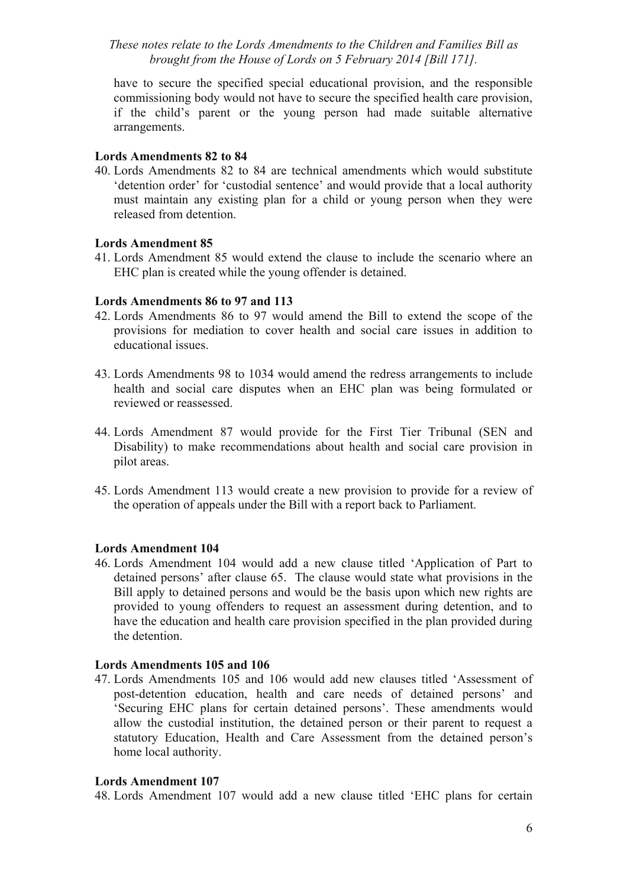have to secure the specified special educational provision, and the responsible commissioning body would not have to secure the specified health care provision, if the child's parent or the young person had made suitable alternative arrangements.

**Lords Amendments 82 to 84**

40. Lords Amendments 82 to 84 are technical amendments which would substitute 'detention order' for 'custodial sentence' and would provide that a local authority must maintain any existing plan for a child or young person when they were released from detention.

**Lords Amendment 85**

41. Lords Amendment 85 would extend the clause to include the scenario where an EHC plan is created while the young offender is detained.

**Lords Amendments 86 to 97 and 113**

42. Lords Amendments 86 to 97 would amend the Bill to extend the scope of the provisions for mediation to cover health and social care issues in addition to educational issues.

43. Lords Amendments 98 to 1034 would amend the redress arrangements to include health and social care disputes when an EHC plan was being formulated or reviewed or reassessed.

44. Lords Amendment 87 would provide for the First Tier Tribunal (SEN and Disability) to make recommendations about health and social care provision in pilot areas.

45. Lords Amendment 113 would create a new provision to provide for a review of the operation of appeals under the Bill with a report back to Parliament.

**Lords Amendment 104**

46. Lords Amendment 104 would add a new clause titled 'Application of Part to detained persons' after clause 65. The clause would state what provisions in the Bill apply to detained persons and would be the basis upon which new rights are provided to young offenders to request an assessment during detention, and to have the education and health care provision specified in the plan provided during the detention.

**Lords Amendments 105 and 106**

47. Lords Amendments 105 and 106 would add new clauses titled 'Assessment of post-detention education, health and care needs of detained persons' and 'Securing EHC plans for certain detained persons'. These amendments would allow the custodial institution, the detained person or their parent to request a statutory Education, Health and Care Assessment from the detained person's home local authority.

**Lords Amendment 107**

48. Lords Amendment 107 would add a new clause titled 'EHC plans for certain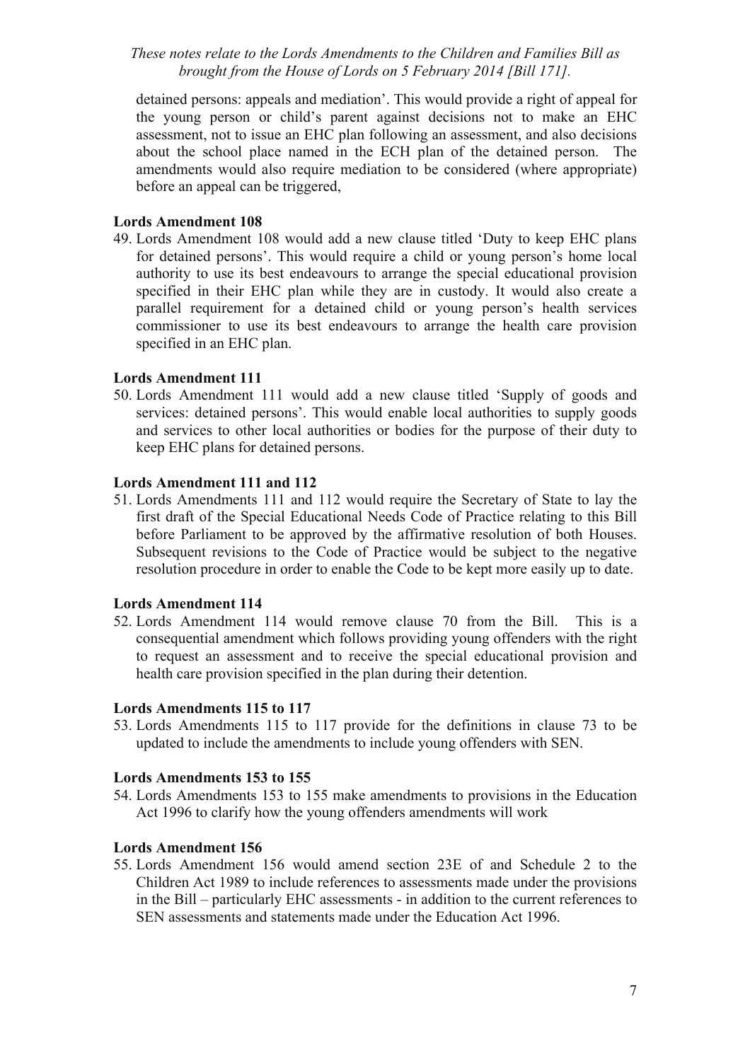detained persons: appeals and mediation'. This would provide a right of appeal for the young person or child's parent against decisions not to make an EHC assessment, not to issue an EHC plan following an assessment, and also decisions about the school place named in the ECH plan of the detained person. The amendments would also require mediation to be considered (where appropriate) before an appeal can be triggered,

**Lords Amendment 108**

49. Lords Amendment 108 would add a new clause titled 'Duty to keep EHC plans for detained persons'. This would require a child or young person's home local authority to use its best endeavours to arrange the special educational provision specified in their EHC plan while they are in custody. It would also create a parallel requirement for a detained child or young person's health services commissioner to use its best endeavours to arrange the health care provision specified in an EHC plan.

**Lords Amendment 111**

50. Lords Amendment 111 would add a new clause titled 'Supply of goods and services: detained persons'. This would enable local authorities to supply goods and services to other local authorities or bodies for the purpose of their duty to keep EHC plans for detained persons.

**Lords Amendment 111 and 112**

51. Lords Amendments 111 and 112 would require the Secretary of State to lay the first draft of the Special Educational Needs Code of Practice relating to this Bill before Parliament to be approved by the affirmative resolution of both Houses. Subsequent revisions to the Code of Practice would be subject to the negative resolution procedure in order to enable the Code to be kept more easily up to date.

**Lords Amendment 114**

52. Lords Amendment 114 would remove clause 70 from the Bill. This is a consequential amendment which follows providing young offenders with the right to request an assessment and to receive the special educational provision and health care provision specified in the plan during their detention.

**Lords Amendments 115 to 117**

53. Lords Amendments 115 to 117 provide for the definitions in clause 73 to be updated to include the amendments to include young offenders with SEN.

**Lords Amendments 153 to 155**

54. Lords Amendments 153 to 155 make amendments to provisions in the Education Act 1996 to clarify how the young offenders amendments will work

**Lords Amendment 156**

55. Lords Amendment 156 would amend section 23E of and Schedule 2 to the Children Act 1989 to include references to assessments made under the provisions in the Bill – particularly EHC assessments - in addition to the current references to SEN assessments and statements made under the Education Act 1996.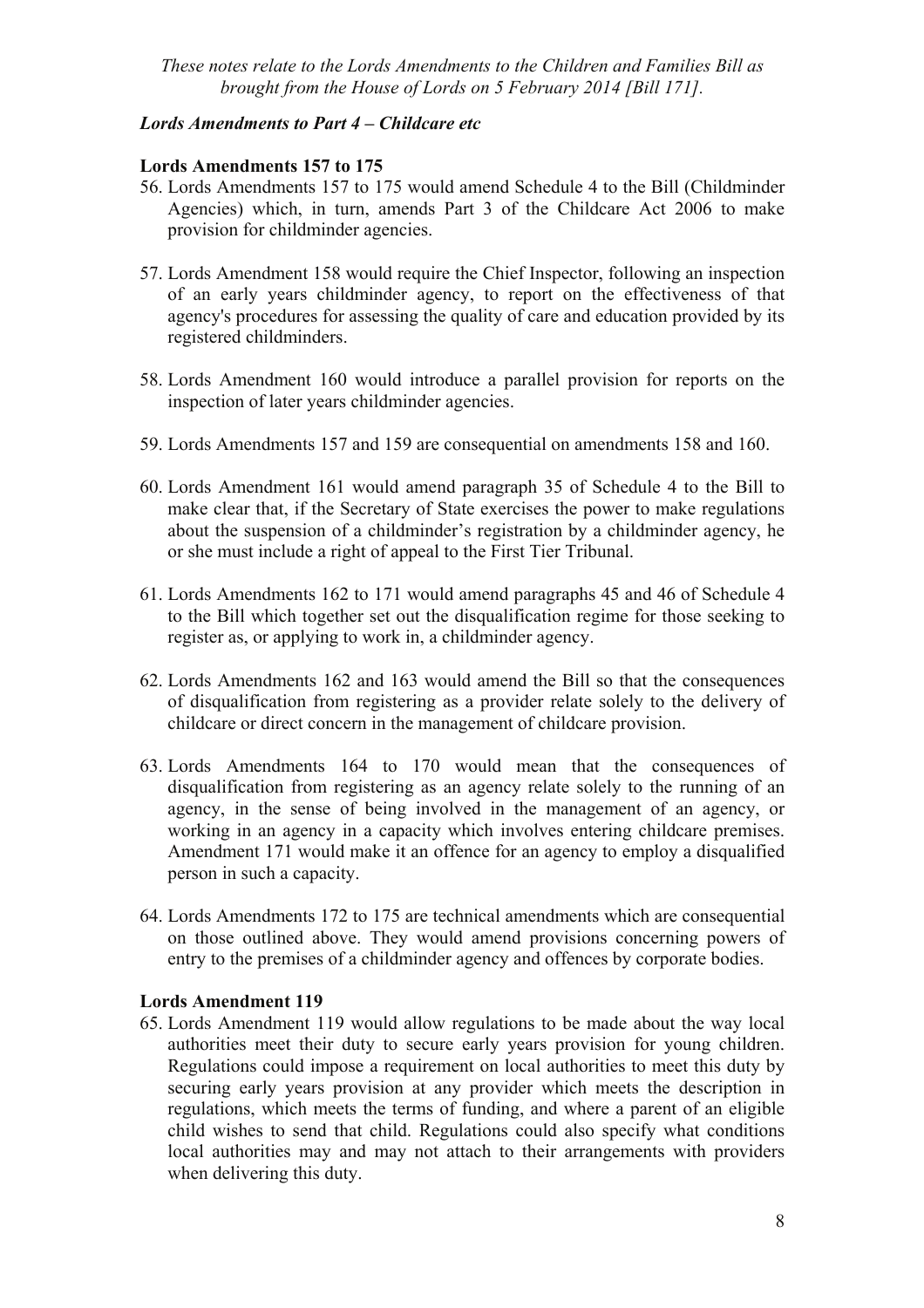*These notes relate to the Lords Amendments to the Children and Families Bill as brought from the House of Lords on 5 February 2014 [Bill 171].*

***Lords Amendments to Part 4 – Childcare etc***

**Lords Amendments 157 to 175**

56. Lords Amendments 157 to 175 would amend Schedule 4 to the Bill (Childminder Agencies) which, in turn, amends Part 3 of the Childcare Act 2006 to make provision for childminder agencies.

57. Lords Amendment 158 would require the Chief Inspector, following an inspection of an early years childminder agency, to report on the effectiveness of that agency's procedures for assessing the quality of care and education provided by its registered childminders.

58. Lords Amendment 160 would introduce a parallel provision for reports on the inspection of later years childminder agencies.

59. Lords Amendments 157 and 159 are consequential on amendments 158 and 160.

60. Lords Amendment 161 would amend paragraph 35 of Schedule 4 to the Bill to make clear that, if the Secretary of State exercises the power to make regulations about the suspension of a childminder's registration by a childminder agency, he or she must include a right of appeal to the First Tier Tribunal.

61. Lords Amendments 162 to 171 would amend paragraphs 45 and 46 of Schedule 4 to the Bill which together set out the disqualification regime for those seeking to register as, or applying to work in, a childminder agency.

62. Lords Amendments 162 and 163 would amend the Bill so that the consequences of disqualification from registering as a provider relate solely to the delivery of childcare or direct concern in the management of childcare provision.

63. Lords Amendments 164 to 170 would mean that the consequences of disqualification from registering as an agency relate solely to the running of an agency, in the sense of being involved in the management of an agency, or working in an agency in a capacity which involves entering childcare premises. Amendment 171 would make it an offence for an agency to employ a disqualified person in such a capacity.

64. Lords Amendments 172 to 175 are technical amendments which are consequential on those outlined above. They would amend provisions concerning powers of entry to the premises of a childminder agency and offences by corporate bodies.

**Lords Amendment 119**

65. Lords Amendment 119 would allow regulations to be made about the way local authorities meet their duty to secure early years provision for young children. Regulations could impose a requirement on local authorities to meet this duty by securing early years provision at any provider which meets the description in regulations, which meets the terms of funding, and where a parent of an eligible child wishes to send that child. Regulations could also specify what conditions local authorities may and may not attach to their arrangements with providers when delivering this duty.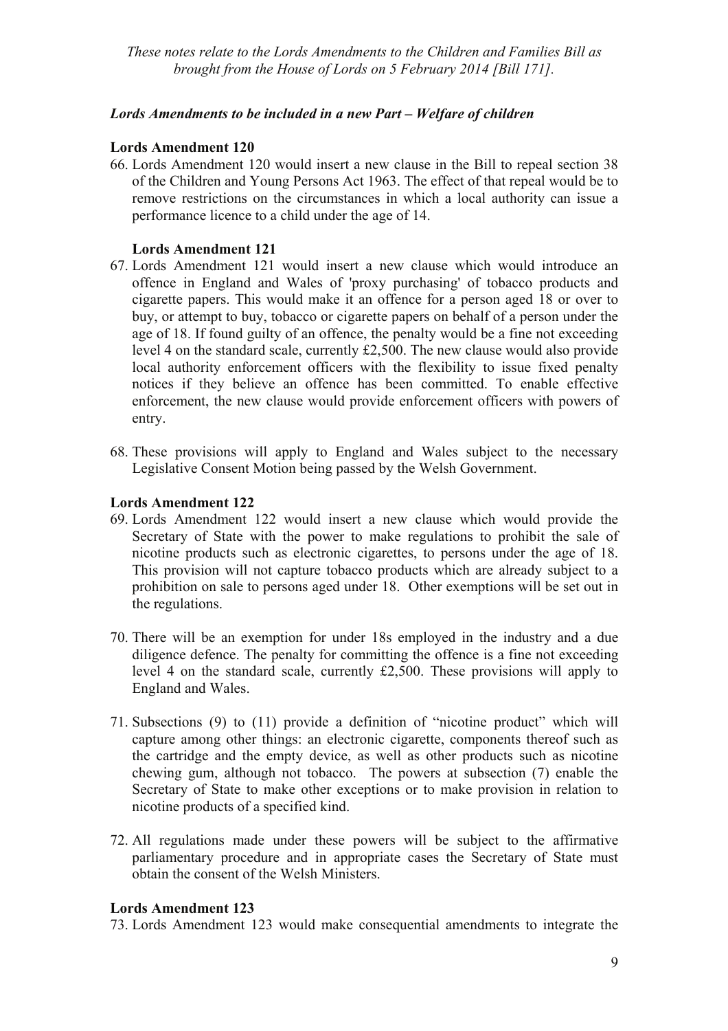*These notes relate to the Lords Amendments to the Children and Families Bill as brought from the House of Lords on 5 February 2014 [Bill 171].*

***Lords Amendments to be included in a new Part – Welfare of children***

**Lords Amendment 120**

66. Lords Amendment 120 would insert a new clause in the Bill to repeal section 38 of the Children and Young Persons Act 1963. The effect of that repeal would be to remove restrictions on the circumstances in which a local authority can issue a performance licence to a child under the age of 14.

**Lords Amendment 121**

67. Lords Amendment 121 would insert a new clause which would introduce an offence in England and Wales of 'proxy purchasing' of tobacco products and cigarette papers. This would make it an offence for a person aged 18 or over to buy, or attempt to buy, tobacco or cigarette papers on behalf of a person under the age of 18. If found guilty of an offence, the penalty would be a fine not exceeding level 4 on the standard scale, currently £2,500. The new clause would also provide local authority enforcement officers with the flexibility to issue fixed penalty notices if they believe an offence has been committed. To enable effective enforcement, the new clause would provide enforcement officers with powers of entry.

68. These provisions will apply to England and Wales subject to the necessary Legislative Consent Motion being passed by the Welsh Government.

**Lords Amendment 122**

69. Lords Amendment 122 would insert a new clause which would provide the Secretary of State with the power to make regulations to prohibit the sale of nicotine products such as electronic cigarettes, to persons under the age of 18. This provision will not capture tobacco products which are already subject to a prohibition on sale to persons aged under 18. Other exemptions will be set out in the regulations.

70. There will be an exemption for under 18s employed in the industry and a due diligence defence. The penalty for committing the offence is a fine not exceeding level 4 on the standard scale, currently £2,500. These provisions will apply to England and Wales.

71. Subsections (9) to (11) provide a definition of "nicotine product" which will capture among other things: an electronic cigarette, components thereof such as the cartridge and the empty device, as well as other products such as nicotine chewing gum, although not tobacco. The powers at subsection (7) enable the Secretary of State to make other exceptions or to make provision in relation to nicotine products of a specified kind.

72. All regulations made under these powers will be subject to the affirmative parliamentary procedure and in appropriate cases the Secretary of State must obtain the consent of the Welsh Ministers.

**Lords Amendment 123**

73. Lords Amendment 123 would make consequential amendments to integrate the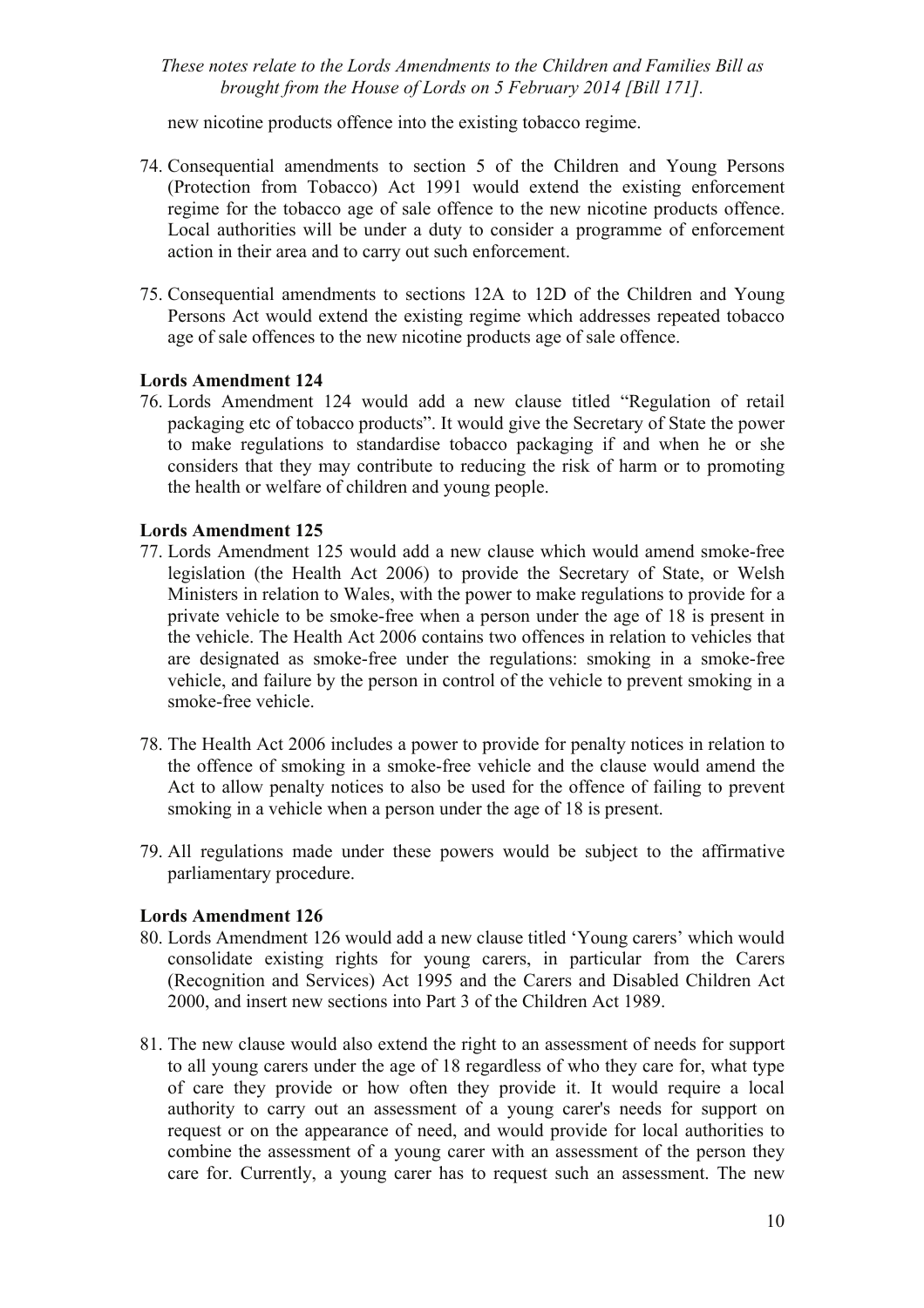new nicotine products offence into the existing tobacco regime.

74. Consequential amendments to section 5 of the Children and Young Persons (Protection from Tobacco) Act 1991 would extend the existing enforcement regime for the tobacco age of sale offence to the new nicotine products offence. Local authorities will be under a duty to consider a programme of enforcement action in their area and to carry out such enforcement.

75. Consequential amendments to sections 12A to 12D of the Children and Young Persons Act would extend the existing regime which addresses repeated tobacco age of sale offences to the new nicotine products age of sale offence.

**Lords Amendment 124**

76. Lords Amendment 124 would add a new clause titled "Regulation of retail packaging etc of tobacco products". It would give the Secretary of State the power to make regulations to standardise tobacco packaging if and when he or she considers that they may contribute to reducing the risk of harm or to promoting the health or welfare of children and young people.

**Lords Amendment 125**

77. Lords Amendment 125 would add a new clause which would amend smoke-free legislation (the Health Act 2006) to provide the Secretary of State, or Welsh Ministers in relation to Wales, with the power to make regulations to provide for a private vehicle to be smoke-free when a person under the age of 18 is present in the vehicle. The Health Act 2006 contains two offences in relation to vehicles that are designated as smoke-free under the regulations: smoking in a smoke-free vehicle, and failure by the person in control of the vehicle to prevent smoking in a smoke-free vehicle.

78. The Health Act 2006 includes a power to provide for penalty notices in relation to the offence of smoking in a smoke-free vehicle and the clause would amend the Act to allow penalty notices to also be used for the offence of failing to prevent smoking in a vehicle when a person under the age of 18 is present.

79. All regulations made under these powers would be subject to the affirmative parliamentary procedure.

**Lords Amendment 126**

80. Lords Amendment 126 would add a new clause titled 'Young carers' which would consolidate existing rights for young carers, in particular from the Carers (Recognition and Services) Act 1995 and the Carers and Disabled Children Act 2000, and insert new sections into Part 3 of the Children Act 1989.

81. The new clause would also extend the right to an assessment of needs for support to all young carers under the age of 18 regardless of who they care for, what type of care they provide or how often they provide it. It would require a local authority to carry out an assessment of a young carer's needs for support on request or on the appearance of need, and would provide for local authorities to combine the assessment of a young carer with an assessment of the person they care for. Currently, a young carer has to request such an assessment. The new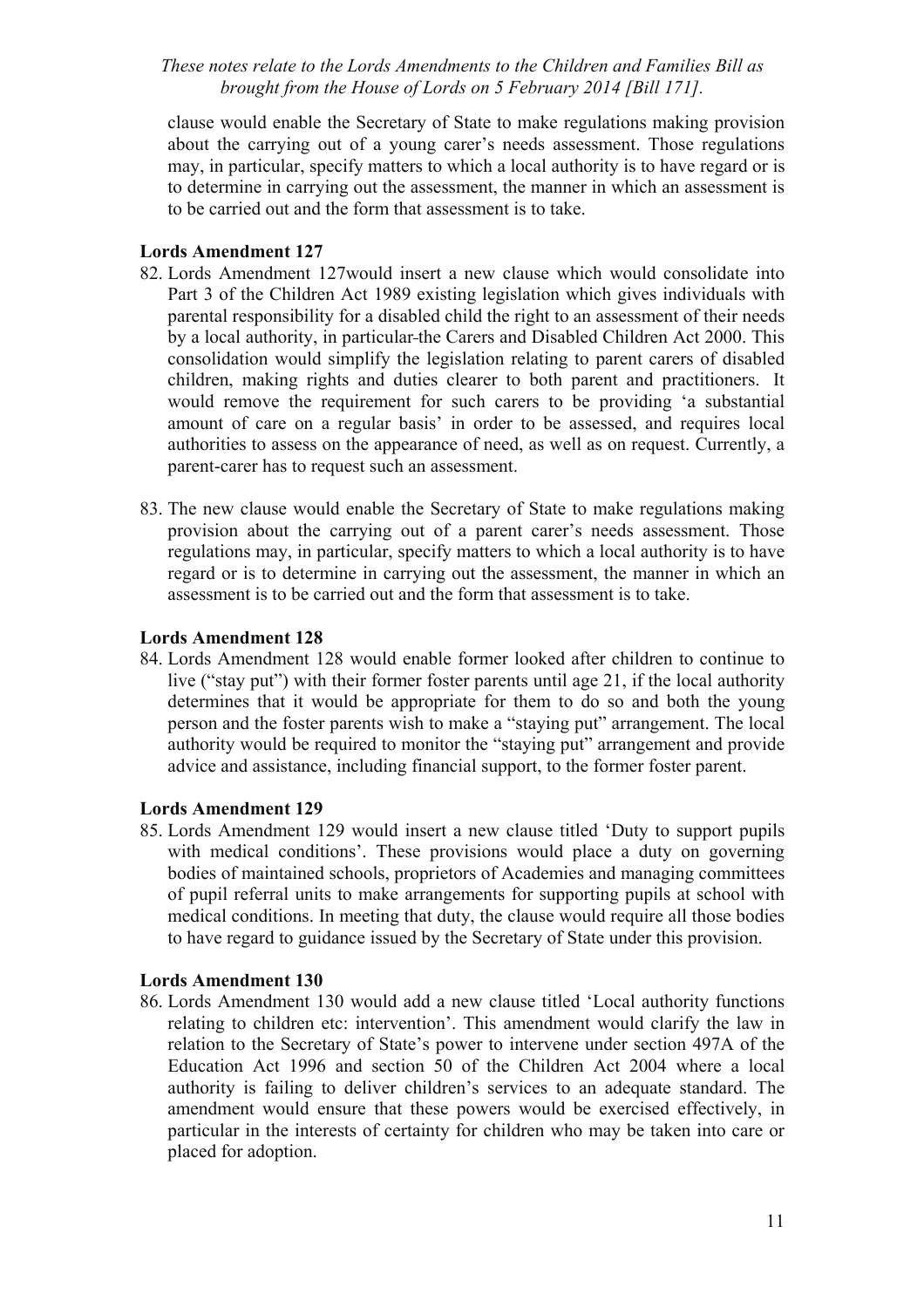clause would enable the Secretary of State to make regulations making provision about the carrying out of a young carer's needs assessment. Those regulations may, in particular, specify matters to which a local authority is to have regard or is to determine in carrying out the assessment, the manner in which an assessment is to be carried out and the form that assessment is to take.

**Lords Amendment 127**

82. Lords Amendment 127would insert a new clause which would consolidate into Part 3 of the Children Act 1989 existing legislation which gives individuals with parental responsibility for a disabled child the right to an assessment of their needs by a local authority, in particular the Carers and Disabled Children Act 2000. This consolidation would simplify the legislation relating to parent carers of disabled children, making rights and duties clearer to both parent and practitioners. It would remove the requirement for such carers to be providing 'a substantial amount of care on a regular basis' in order to be assessed, and requires local authorities to assess on the appearance of need, as well as on request. Currently, a parent-carer has to request such an assessment.

83. The new clause would enable the Secretary of State to make regulations making provision about the carrying out of a parent carer's needs assessment. Those regulations may, in particular, specify matters to which a local authority is to have regard or is to determine in carrying out the assessment, the manner in which an assessment is to be carried out and the form that assessment is to take.

**Lords Amendment 128**

84. Lords Amendment 128 would enable former looked after children to continue to live ("stay put") with their former foster parents until age 21, if the local authority determines that it would be appropriate for them to do so and both the young person and the foster parents wish to make a "staying put" arrangement. The local authority would be required to monitor the "staying put" arrangement and provide advice and assistance, including financial support, to the former foster parent.

**Lords Amendment 129**

85. Lords Amendment 129 would insert a new clause titled 'Duty to support pupils with medical conditions'. These provisions would place a duty on governing bodies of maintained schools, proprietors of Academies and managing committees of pupil referral units to make arrangements for supporting pupils at school with medical conditions. In meeting that duty, the clause would require all those bodies to have regard to guidance issued by the Secretary of State under this provision.

**Lords Amendment 130**

86. Lords Amendment 130 would add a new clause titled 'Local authority functions relating to children etc: intervention'. This amendment would clarify the law in relation to the Secretary of State's power to intervene under section 497A of the Education Act 1996 and section 50 of the Children Act 2004 where a local authority is failing to deliver children's services to an adequate standard. The amendment would ensure that these powers would be exercised effectively, in particular in the interests of certainty for children who may be taken into care or placed for adoption.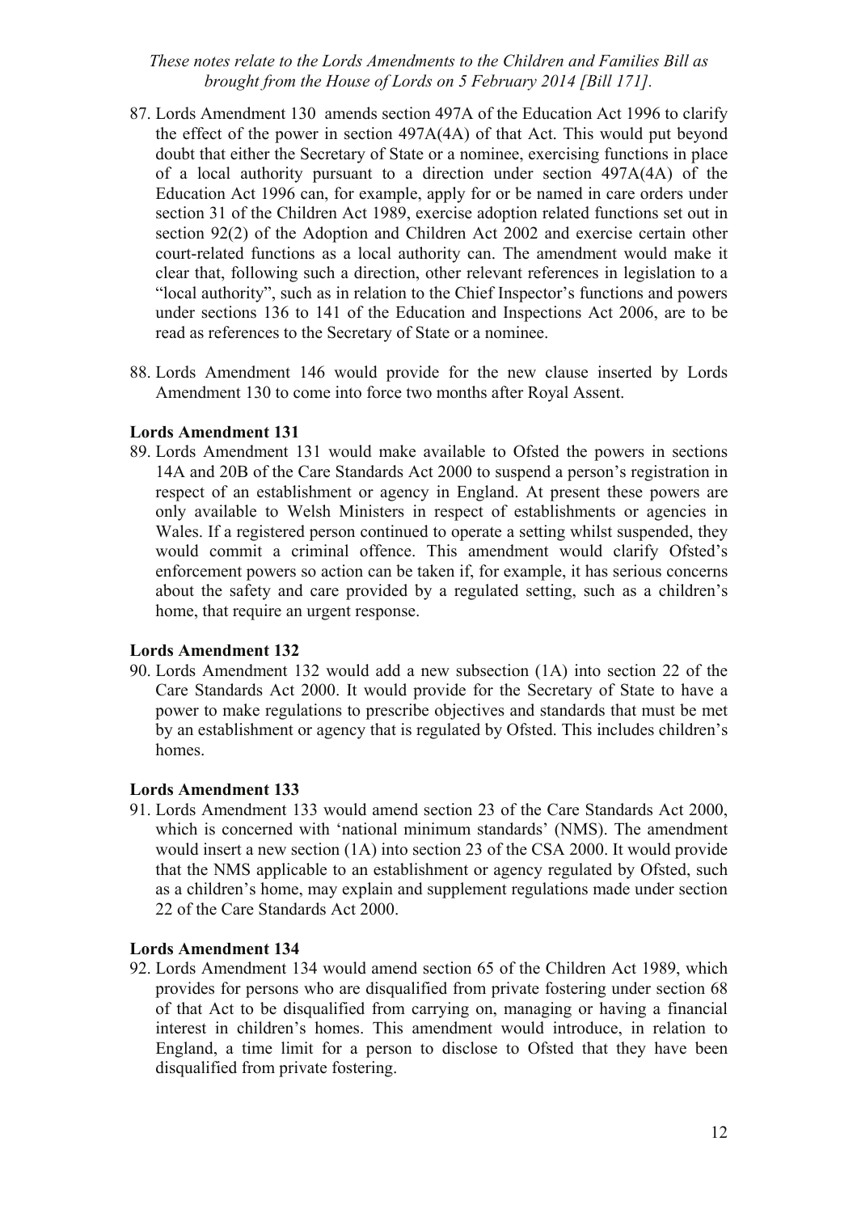87. Lords Amendment 130 amends section 497A of the Education Act 1996 to clarify the effect of the power in section 497A(4A) of that Act. This would put beyond doubt that either the Secretary of State or a nominee, exercising functions in place of a local authority pursuant to a direction under section 497A(4A) of the Education Act 1996 can, for example, apply for or be named in care orders under section 31 of the Children Act 1989, exercise adoption related functions set out in section 92(2) of the Adoption and Children Act 2002 and exercise certain other court-related functions as a local authority can. The amendment would make it clear that, following such a direction, other relevant references in legislation to a "local authority", such as in relation to the Chief Inspector's functions and powers under sections 136 to 141 of the Education and Inspections Act 2006, are to be read as references to the Secretary of State or a nominee.

88. Lords Amendment 146 would provide for the new clause inserted by Lords Amendment 130 to come into force two months after Royal Assent.

**Lords Amendment 131**

89. Lords Amendment 131 would make available to Ofsted the powers in sections 14A and 20B of the Care Standards Act 2000 to suspend a person's registration in respect of an establishment or agency in England. At present these powers are only available to Welsh Ministers in respect of establishments or agencies in Wales. If a registered person continued to operate a setting whilst suspended, they would commit a criminal offence. This amendment would clarify Ofsted's enforcement powers so action can be taken if, for example, it has serious concerns about the safety and care provided by a regulated setting, such as a children's home, that require an urgent response.

**Lords Amendment 132**

90. Lords Amendment 132 would add a new subsection (1A) into section 22 of the Care Standards Act 2000. It would provide for the Secretary of State to have a power to make regulations to prescribe objectives and standards that must be met by an establishment or agency that is regulated by Ofsted. This includes children's homes.

**Lords Amendment 133**

91. Lords Amendment 133 would amend section 23 of the Care Standards Act 2000, which is concerned with 'national minimum standards' (NMS). The amendment would insert a new section (1A) into section 23 of the CSA 2000. It would provide that the NMS applicable to an establishment or agency regulated by Ofsted, such as a children's home, may explain and supplement regulations made under section 22 of the Care Standards Act 2000.

**Lords Amendment 134**

92. Lords Amendment 134 would amend section 65 of the Children Act 1989, which provides for persons who are disqualified from private fostering under section 68 of that Act to be disqualified from carrying on, managing or having a financial interest in children's homes. This amendment would introduce, in relation to England, a time limit for a person to disclose to Ofsted that they have been disqualified from private fostering.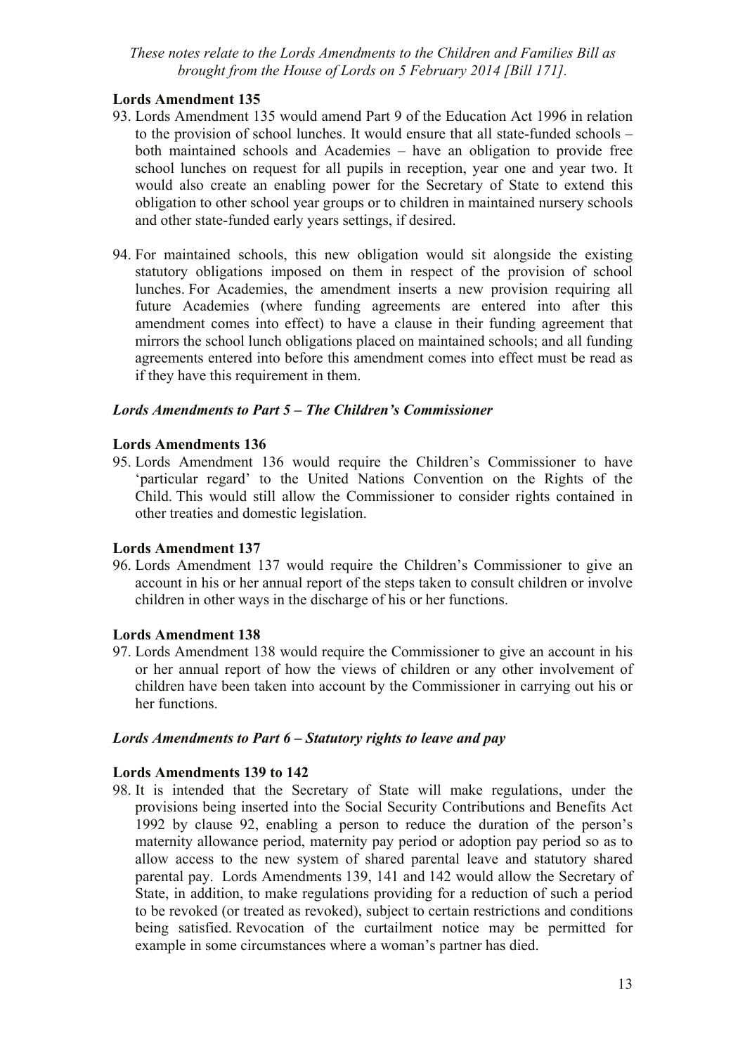*These notes relate to the Lords Amendments to the Children and Families Bill as brought from the House of Lords on 5 February 2014 [Bill 171].*

**Lords Amendment 135**

93. Lords Amendment 135 would amend Part 9 of the Education Act 1996 in relation to the provision of school lunches. It would ensure that all state-funded schools – both maintained schools and Academies – have an obligation to provide free school lunches on request for all pupils in reception, year one and year two. It would also create an enabling power for the Secretary of State to extend this obligation to other school year groups or to children in maintained nursery schools and other state-funded early years settings, if desired.

94. For maintained schools, this new obligation would sit alongside the existing statutory obligations imposed on them in respect of the provision of school lunches. For Academies, the amendment inserts a new provision requiring all future Academies (where funding agreements are entered into after this amendment comes into effect) to have a clause in their funding agreement that mirrors the school lunch obligations placed on maintained schools; and all funding agreements entered into before this amendment comes into effect must be read as if they have this requirement in them.

***Lords Amendments to Part 5 – The Children's Commissioner***

**Lords Amendments 136**

95. Lords Amendment 136 would require the Children's Commissioner to have 'particular regard' to the United Nations Convention on the Rights of the Child. This would still allow the Commissioner to consider rights contained in other treaties and domestic legislation.

**Lords Amendment 137**

96. Lords Amendment 137 would require the Children's Commissioner to give an account in his or her annual report of the steps taken to consult children or involve children in other ways in the discharge of his or her functions.

**Lords Amendment 138**

97. Lords Amendment 138 would require the Commissioner to give an account in his or her annual report of how the views of children or any other involvement of children have been taken into account by the Commissioner in carrying out his or her functions.

***Lords Amendments to Part 6 – Statutory rights to leave and pay***

**Lords Amendments 139 to 142**

98. It is intended that the Secretary of State will make regulations, under the provisions being inserted into the Social Security Contributions and Benefits Act 1992 by clause 92, enabling a person to reduce the duration of the person's maternity allowance period, maternity pay period or adoption pay period so as to allow access to the new system of shared parental leave and statutory shared parental pay. Lords Amendments 139, 141 and 142 would allow the Secretary of State, in addition, to make regulations providing for a reduction of such a period to be revoked (or treated as revoked), subject to certain restrictions and conditions being satisfied. Revocation of the curtailment notice may be permitted for example in some circumstances where a woman's partner has died.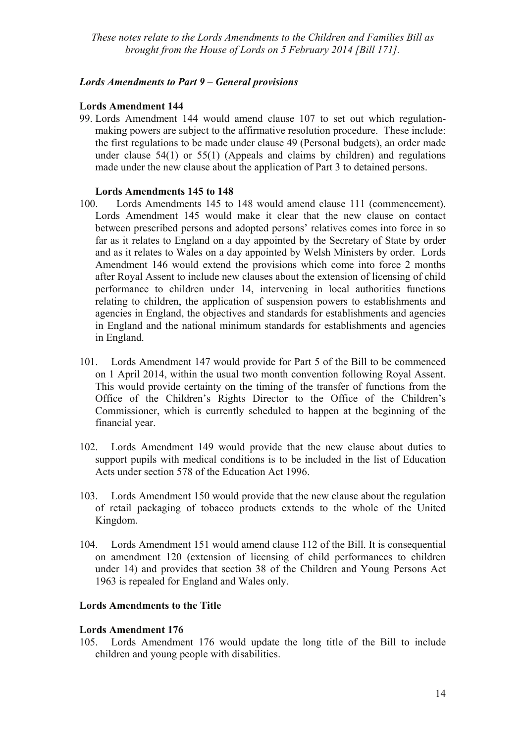*These notes relate to the Lords Amendments to the Children and Families Bill as brought from the House of Lords on 5 February 2014 [Bill 171].*

### *Lords Amendments to Part 9 – General provisions*

**Lords Amendment 144**

99. Lords Amendment 144 would amend clause 107 to set out which regulation-making powers are subject to the affirmative resolution procedure. These include: the first regulations to be made under clause 49 (Personal budgets), an order made under clause 54(1) or 55(1) (Appeals and claims by children) and regulations made under the new clause about the application of Part 3 to detained persons.

**Lords Amendments 145 to 148**

100. Lords Amendments 145 to 148 would amend clause 111 (commencement). Lords Amendment 145 would make it clear that the new clause on contact between prescribed persons and adopted persons' relatives comes into force in so far as it relates to England on a day appointed by the Secretary of State by order and as it relates to Wales on a day appointed by Welsh Ministers by order. Lords Amendment 146 would extend the provisions which come into force 2 months after Royal Assent to include new clauses about the extension of licensing of child performance to children under 14, intervening in local authorities functions relating to children, the application of suspension powers to establishments and agencies in England, the objectives and standards for establishments and agencies in England and the national minimum standards for establishments and agencies in England.

101. Lords Amendment 147 would provide for Part 5 of the Bill to be commenced on 1 April 2014, within the usual two month convention following Royal Assent. This would provide certainty on the timing of the transfer of functions from the Office of the Children's Rights Director to the Office of the Children's Commissioner, which is currently scheduled to happen at the beginning of the financial year.

102. Lords Amendment 149 would provide that the new clause about duties to support pupils with medical conditions is to be included in the list of Education Acts under section 578 of the Education Act 1996.

103. Lords Amendment 150 would provide that the new clause about the regulation of retail packaging of tobacco products extends to the whole of the United Kingdom.

104. Lords Amendment 151 would amend clause 112 of the Bill. It is consequential on amendment 120 (extension of licensing of child performances to children under 14) and provides that section 38 of the Children and Young Persons Act 1963 is repealed for England and Wales only.

### **Lords Amendments to the Title**

**Lords Amendment 176**

105. Lords Amendment 176 would update the long title of the Bill to include children and young people with disabilities.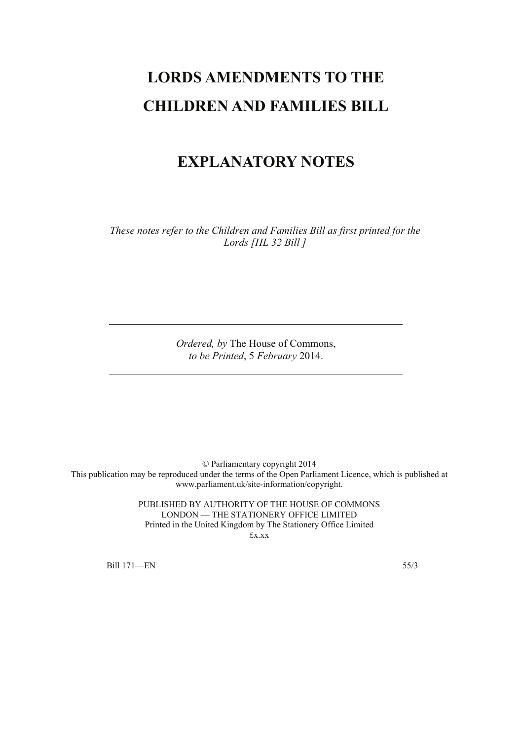# LORDS AMENDMENTS TO THE CHILDREN AND FAMILIES BILL

# EXPLANATORY NOTES

*These notes refer to the Children and Families Bill as first printed for the Lords [HL 32 Bill ]*

---

*Ordered, by* The House of Commons, *to be Printed*, 5 *February* 2014.

---

© Parliamentary copyright 2014
This publication may be reproduced under the terms of the Open Parliament Licence, which is published at www.parliament.uk/site-information/copyright.

PUBLISHED BY AUTHORITY OF THE HOUSE OF COMMONS
LONDON — THE STATIONERY OFFICE LIMITED
Printed in the United Kingdom by The Stationery Office Limited
£x.xx

Bill 171—EN 55/3